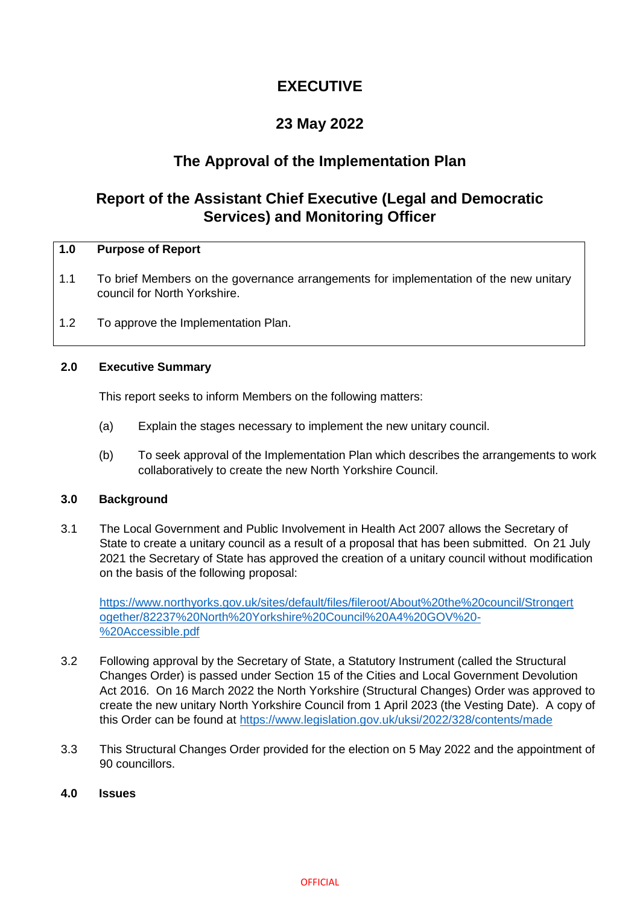# EXECUTIVE

## 23 May 2022

## The Approval of the Implementation Plan

## Report of the Assistant Chief Executive (Legal and Democratic Services) and Monitoring Officer

### 1.0 Purpose of Report

1.1 To brief Members on the governance arrangements for implementation of the new unitary council for North Yorkshire.

1.2 To approve the Implementation Plan.

### 2.0 Executive Summary

This report seeks to inform Members on the following matters:

(a) Explain the stages necessary to implement the new unitary council.

(b) To seek approval of the Implementation Plan which describes the arrangements to work collaboratively to create the new North Yorkshire Council.

### 3.0 Background

3.1 The Local Government and Public Involvement in Health Act 2007 allows the Secretary of State to create a unitary council as a result of a proposal that has been submitted. On 21 July 2021 the Secretary of State has approved the creation of a unitary council without modification on the basis of the following proposal:

https://www.northyorks.gov.uk/sites/default/files/fileroot/About%20the%20council/Strongertogether/82237%20North%20Yorkshire%20Council%20A4%20GOV%20-%20Accessible.pdf

3.2 Following approval by the Secretary of State, a Statutory Instrument (called the Structural Changes Order) is passed under Section 15 of the Cities and Local Government Devolution Act 2016. On 16 March 2022 the North Yorkshire (Structural Changes) Order was approved to create the new unitary North Yorkshire Council from 1 April 2023 (the Vesting Date). A copy of this Order can be found at https://www.legislation.gov.uk/uksi/2022/328/contents/made

3.3 This Structural Changes Order provided for the election on 5 May 2022 and the appointment of 90 councillors.

### 4.0 Issues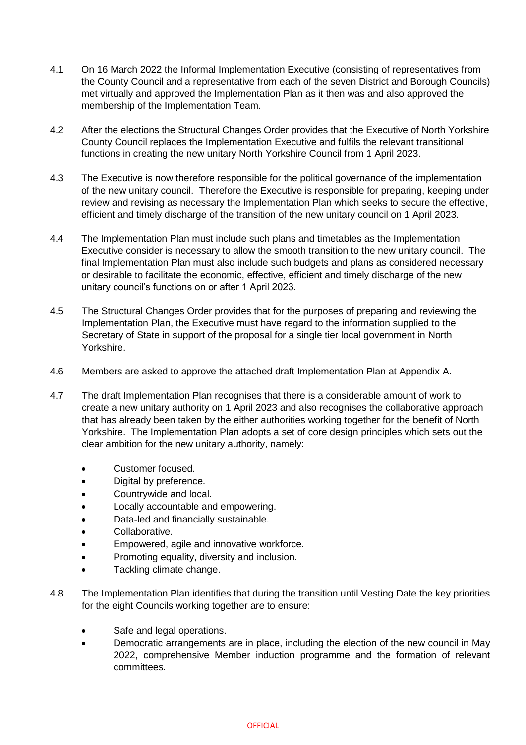4.1 On 16 March 2022 the Informal Implementation Executive (consisting of representatives from the County Council and a representative from each of the seven District and Borough Councils) met virtually and approved the Implementation Plan as it then was and also approved the membership of the Implementation Team.

4.2 After the elections the Structural Changes Order provides that the Executive of North Yorkshire County Council replaces the Implementation Executive and fulfils the relevant transitional functions in creating the new unitary North Yorkshire Council from 1 April 2023.

4.3 The Executive is now therefore responsible for the political governance of the implementation of the new unitary council. Therefore the Executive is responsible for preparing, keeping under review and revising as necessary the Implementation Plan which seeks to secure the effective, efficient and timely discharge of the transition of the new unitary council on 1 April 2023.

4.4 The Implementation Plan must include such plans and timetables as the Implementation Executive consider is necessary to allow the smooth transition to the new unitary council. The final Implementation Plan must also include such budgets and plans as considered necessary or desirable to facilitate the economic, effective, efficient and timely discharge of the new unitary council's functions on or after 1 April 2023.

4.5 The Structural Changes Order provides that for the purposes of preparing and reviewing the Implementation Plan, the Executive must have regard to the information supplied to the Secretary of State in support of the proposal for a single tier local government in North Yorkshire.

4.6 Members are asked to approve the attached draft Implementation Plan at Appendix A.

4.7 The draft Implementation Plan recognises that there is a considerable amount of work to create a new unitary authority on 1 April 2023 and also recognises the collaborative approach that has already been taken by the either authorities working together for the benefit of North Yorkshire. The Implementation Plan adopts a set of core design principles which sets out the clear ambition for the new unitary authority, namely:

- Customer focused.
- Digital by preference.
- Countrywide and local.
- Locally accountable and empowering.
- Data-led and financially sustainable.
- Collaborative.
- Empowered, agile and innovative workforce.
- Promoting equality, diversity and inclusion.
- Tackling climate change.

4.8 The Implementation Plan identifies that during the transition until Vesting Date the key priorities for the eight Councils working together are to ensure:

- Safe and legal operations.
- Democratic arrangements are in place, including the election of the new council in May 2022, comprehensive Member induction programme and the formation of relevant committees.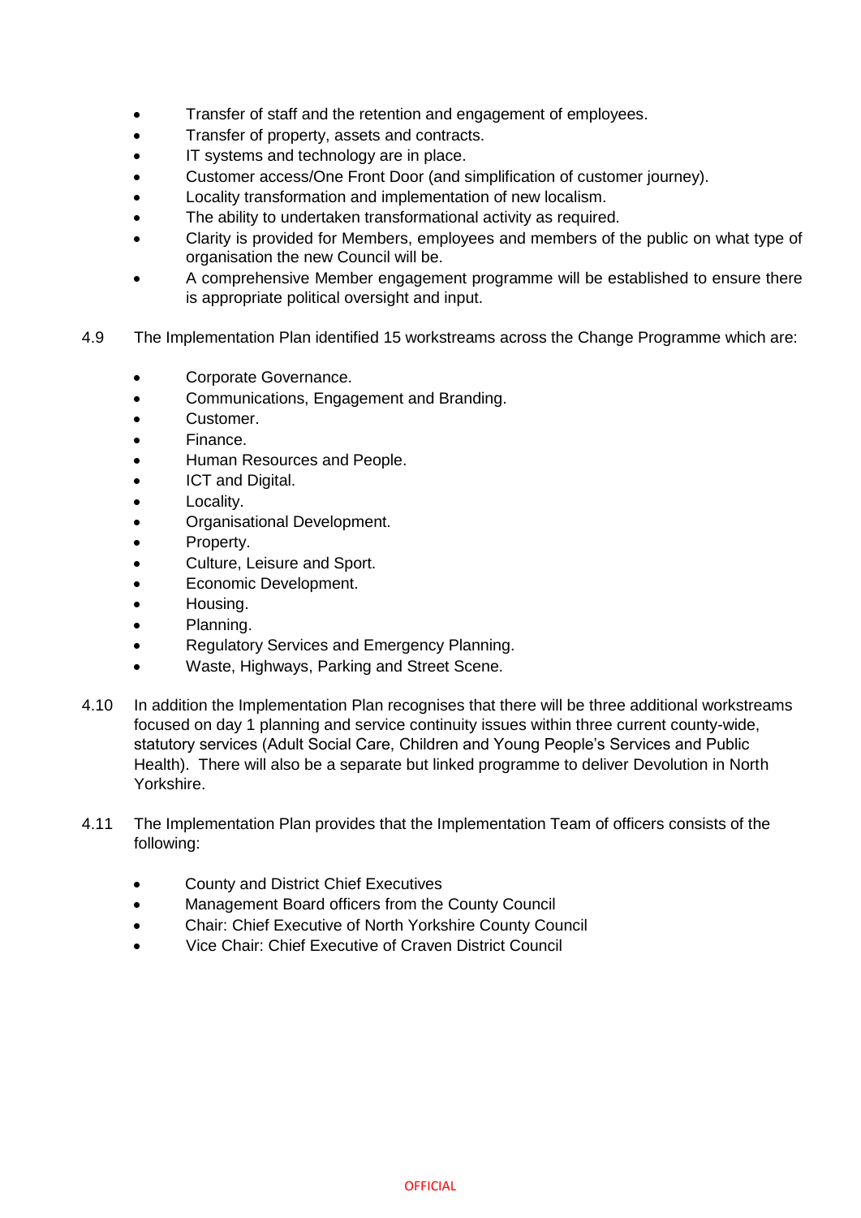- Transfer of staff and the retention and engagement of employees.
- Transfer of property, assets and contracts.
- IT systems and technology are in place.
- Customer access/One Front Door (and simplification of customer journey).
- Locality transformation and implementation of new localism.
- The ability to undertaken transformational activity as required.
- Clarity is provided for Members, employees and members of the public on what type of organisation the new Council will be.
- A comprehensive Member engagement programme will be established to ensure there is appropriate political oversight and input.

4.9 The Implementation Plan identified 15 workstreams across the Change Programme which are:

- Corporate Governance.
- Communications, Engagement and Branding.
- Customer.
- Finance.
- Human Resources and People.
- ICT and Digital.
- Locality.
- Organisational Development.
- Property.
- Culture, Leisure and Sport.
- Economic Development.
- Housing.
- Planning.
- Regulatory Services and Emergency Planning.
- Waste, Highways, Parking and Street Scene.

4.10 In addition the Implementation Plan recognises that there will be three additional workstreams focused on day 1 planning and service continuity issues within three current county-wide, statutory services (Adult Social Care, Children and Young People's Services and Public Health). There will also be a separate but linked programme to deliver Devolution in North Yorkshire.

4.11 The Implementation Plan provides that the Implementation Team of officers consists of the following:

- County and District Chief Executives
- Management Board officers from the County Council
- Chair: Chief Executive of North Yorkshire County Council
- Vice Chair: Chief Executive of Craven District Council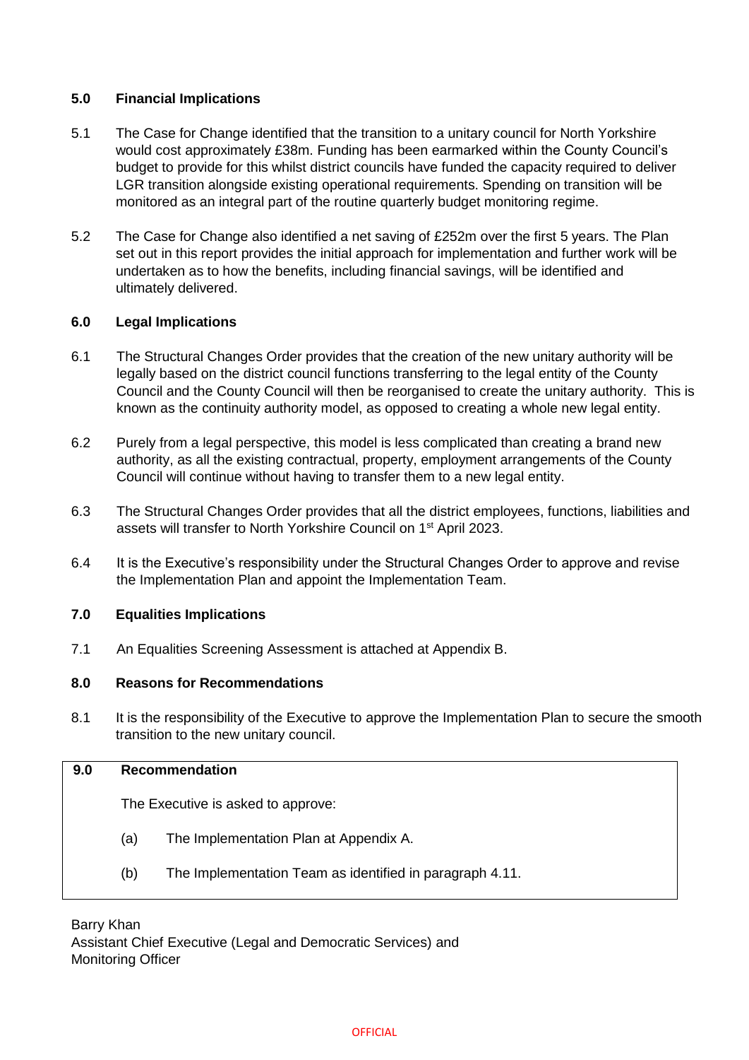## 5.0 Financial Implications

5.1 The Case for Change identified that the transition to a unitary council for North Yorkshire would cost approximately £38m. Funding has been earmarked within the County Council's budget to provide for this whilst district councils have funded the capacity required to deliver LGR transition alongside existing operational requirements. Spending on transition will be monitored as an integral part of the routine quarterly budget monitoring regime.

5.2 The Case for Change also identified a net saving of £252m over the first 5 years. The Plan set out in this report provides the initial approach for implementation and further work will be undertaken as to how the benefits, including financial savings, will be identified and ultimately delivered.

## 6.0 Legal Implications

6.1 The Structural Changes Order provides that the creation of the new unitary authority will be legally based on the district council functions transferring to the legal entity of the County Council and the County Council will then be reorganised to create the unitary authority. This is known as the continuity authority model, as opposed to creating a whole new legal entity.

6.2 Purely from a legal perspective, this model is less complicated than creating a brand new authority, as all the existing contractual, property, employment arrangements of the County Council will continue without having to transfer them to a new legal entity.

6.3 The Structural Changes Order provides that all the district employees, functions, liabilities and assets will transfer to North Yorkshire Council on 1st April 2023.

6.4 It is the Executive's responsibility under the Structural Changes Order to approve and revise the Implementation Plan and appoint the Implementation Team.

## 7.0 Equalities Implications

7.1 An Equalities Screening Assessment is attached at Appendix B.

## 8.0 Reasons for Recommendations

8.1 It is the responsibility of the Executive to approve the Implementation Plan to secure the smooth transition to the new unitary council.

## 9.0 Recommendation

The Executive is asked to approve:

(a) The Implementation Plan at Appendix A.

(b) The Implementation Team as identified in paragraph 4.11.

Barry Khan
Assistant Chief Executive (Legal and Democratic Services) and
Monitoring Officer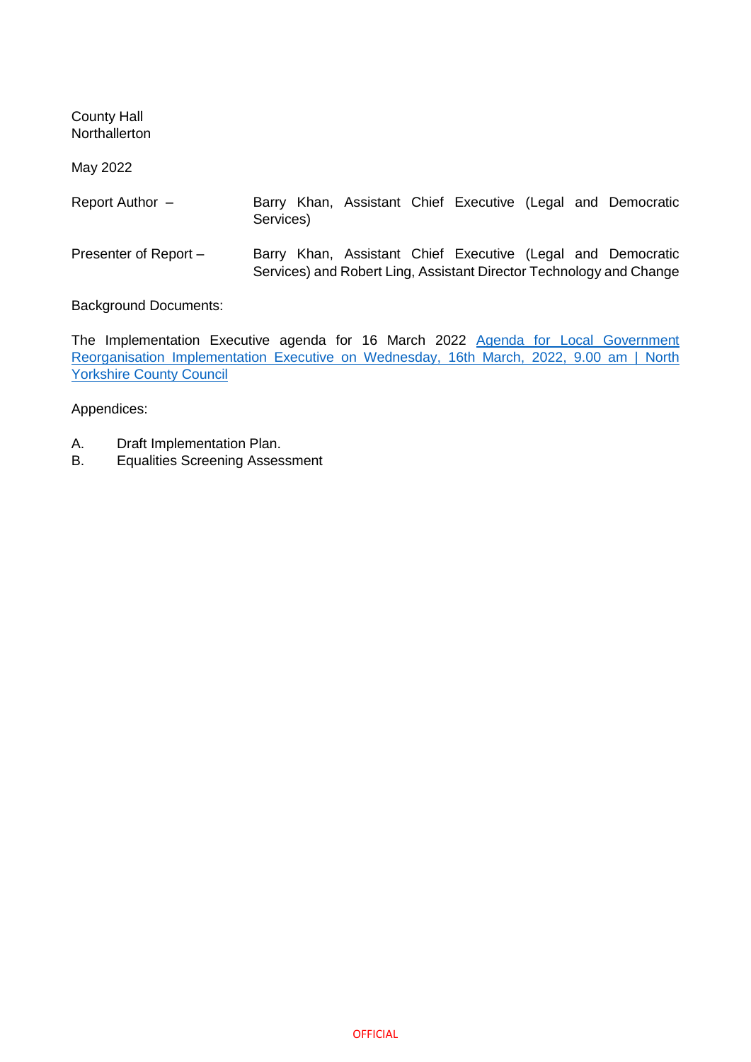County Hall
Northallerton

May 2022

| | |
|---|---|
| Report Author – | Barry Khan, Assistant Chief Executive (Legal and Democratic Services) |
| Presenter of Report – | Barry Khan, Assistant Chief Executive (Legal and Democratic Services) and Robert Ling, Assistant Director Technology and Change |

Background Documents:

The Implementation Executive agenda for 16 March 2022 Agenda for Local Government Reorganisation Implementation Executive on Wednesday, 16th March, 2022, 9.00 am | North Yorkshire County Council

Appendices:

A. Draft Implementation Plan.
B. Equalities Screening Assessment

OFFICIAL